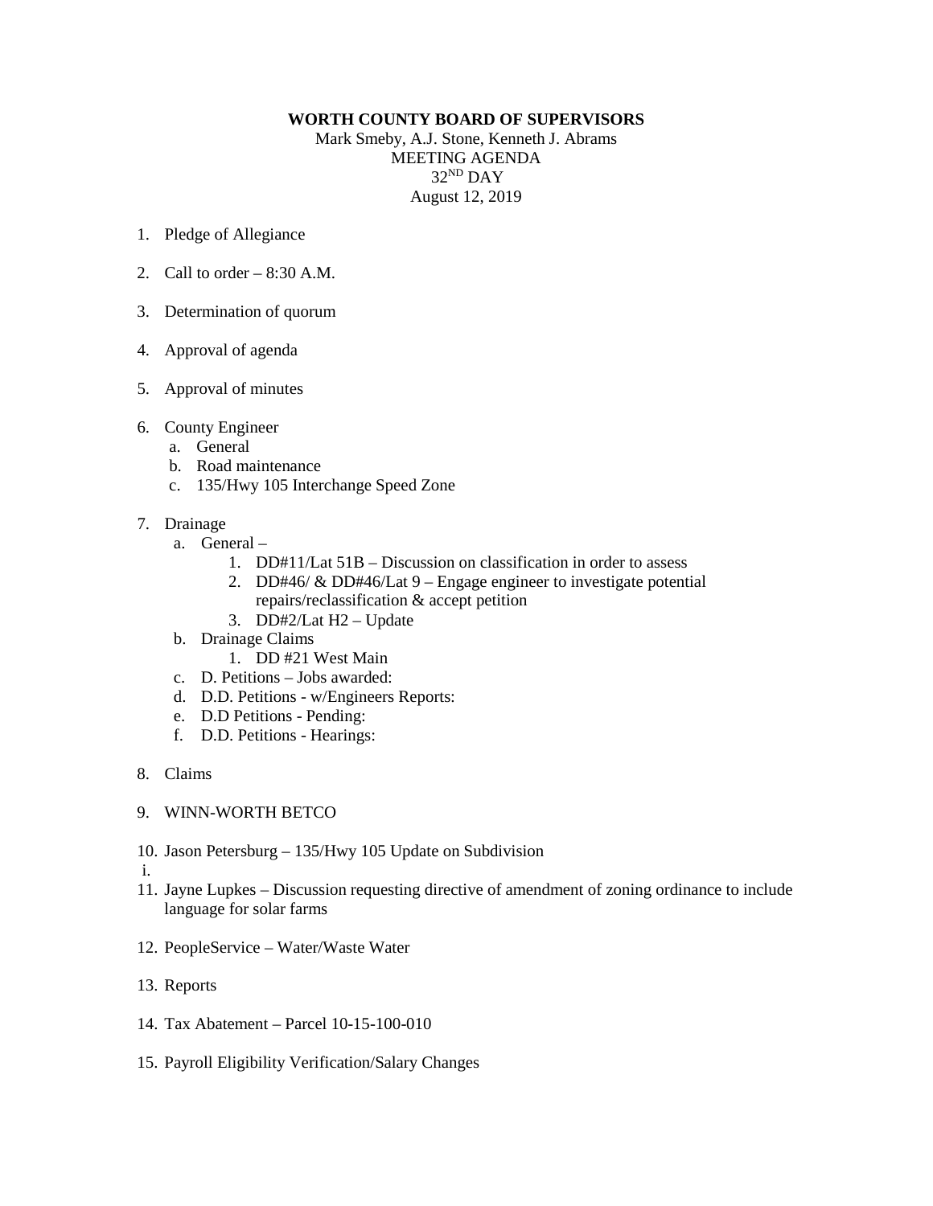**WORTH COUNTY BOARD OF SUPERVISORS**

Mark Smeby, A.J. Stone, Kenneth J. Abrams
MEETING AGENDA
32ND DAY
August 12, 2019

1. Pledge of Allegiance

2. Call to order – 8:30 A.M.

3. Determination of quorum

4. Approval of agenda

5. Approval of minutes

6. County Engineer
   a. General
   b. Road maintenance
   c. 135/Hwy 105 Interchange Speed Zone

7. Drainage
   a. General –
      1. DD#11/Lat 51B – Discussion on classification in order to assess
      2. DD#46/ & DD#46/Lat 9 – Engage engineer to investigate potential repairs/reclassification & accept petition
      3. DD#2/Lat H2 – Update
   b. Drainage Claims
      1. DD #21 West Main
   c. D. Petitions – Jobs awarded:
   d. D.D. Petitions - w/Engineers Reports:
   e. D.D Petitions - Pending:
   f. D.D. Petitions - Hearings:

8. Claims

9. WINN-WORTH BETCO

10. Jason Petersburg – 135/Hwy 105 Update on Subdivision

 i.

11. Jayne Lupkes – Discussion requesting directive of amendment of zoning ordinance to include language for solar farms

12. PeopleService – Water/Waste Water

13. Reports

14. Tax Abatement – Parcel 10-15-100-010

15. Payroll Eligibility Verification/Salary Changes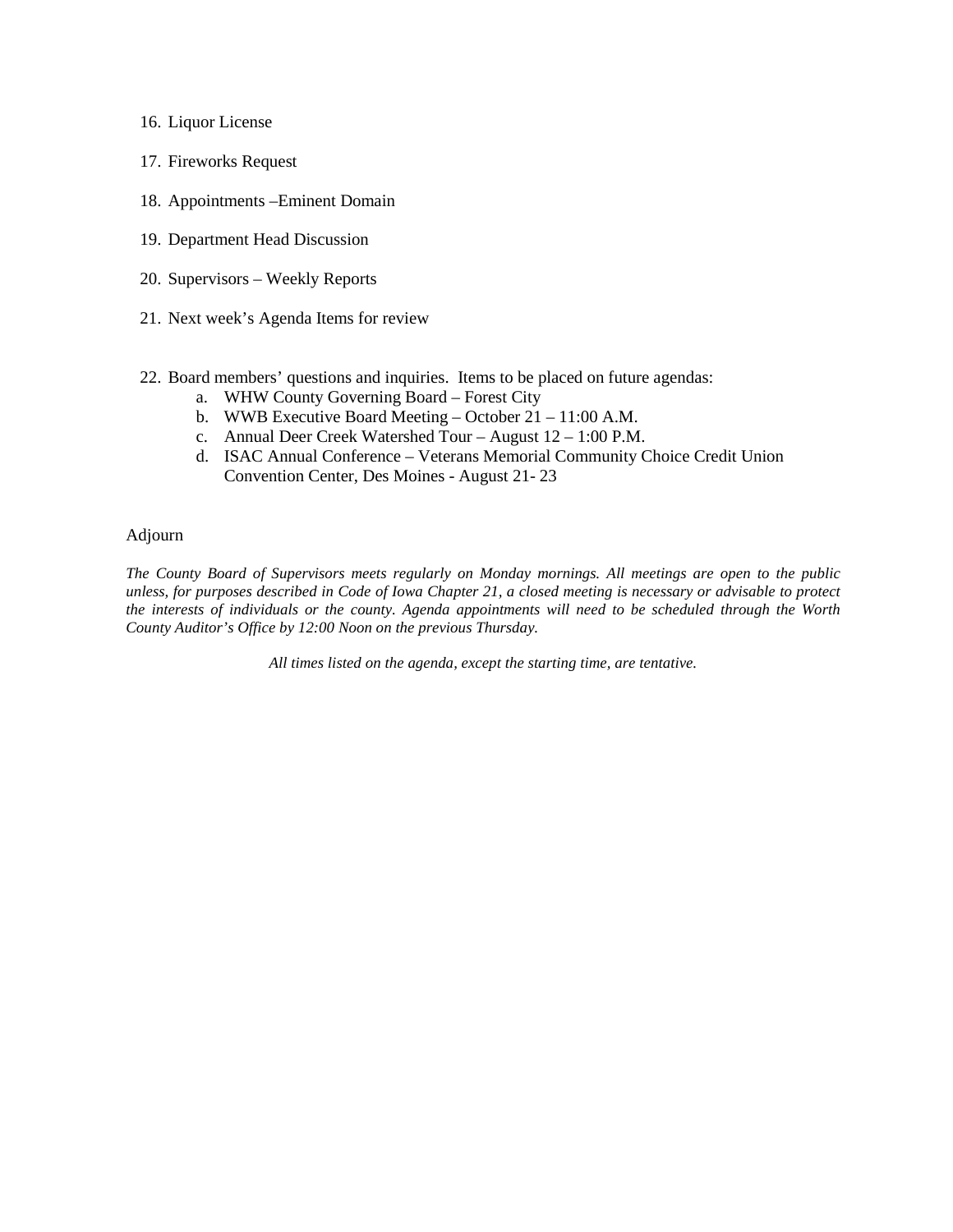16. Liquor License

17. Fireworks Request

18. Appointments –Eminent Domain

19. Department Head Discussion

20. Supervisors – Weekly Reports

21. Next week's Agenda Items for review

22. Board members' questions and inquiries. Items to be placed on future agendas:
    a. WHW County Governing Board – Forest City
    b. WWB Executive Board Meeting – October 21 – 11:00 A.M.
    c. Annual Deer Creek Watershed Tour – August 12 – 1:00 P.M.
    d. ISAC Annual Conference – Veterans Memorial Community Choice Credit Union Convention Center, Des Moines - August 21- 23

Adjourn

*The County Board of Supervisors meets regularly on Monday mornings. All meetings are open to the public unless, for purposes described in Code of Iowa Chapter 21, a closed meeting is necessary or advisable to protect the interests of individuals or the county. Agenda appointments will need to be scheduled through the Worth County Auditor's Office by 12:00 Noon on the previous Thursday.*

*All times listed on the agenda, except the starting time, are tentative.*